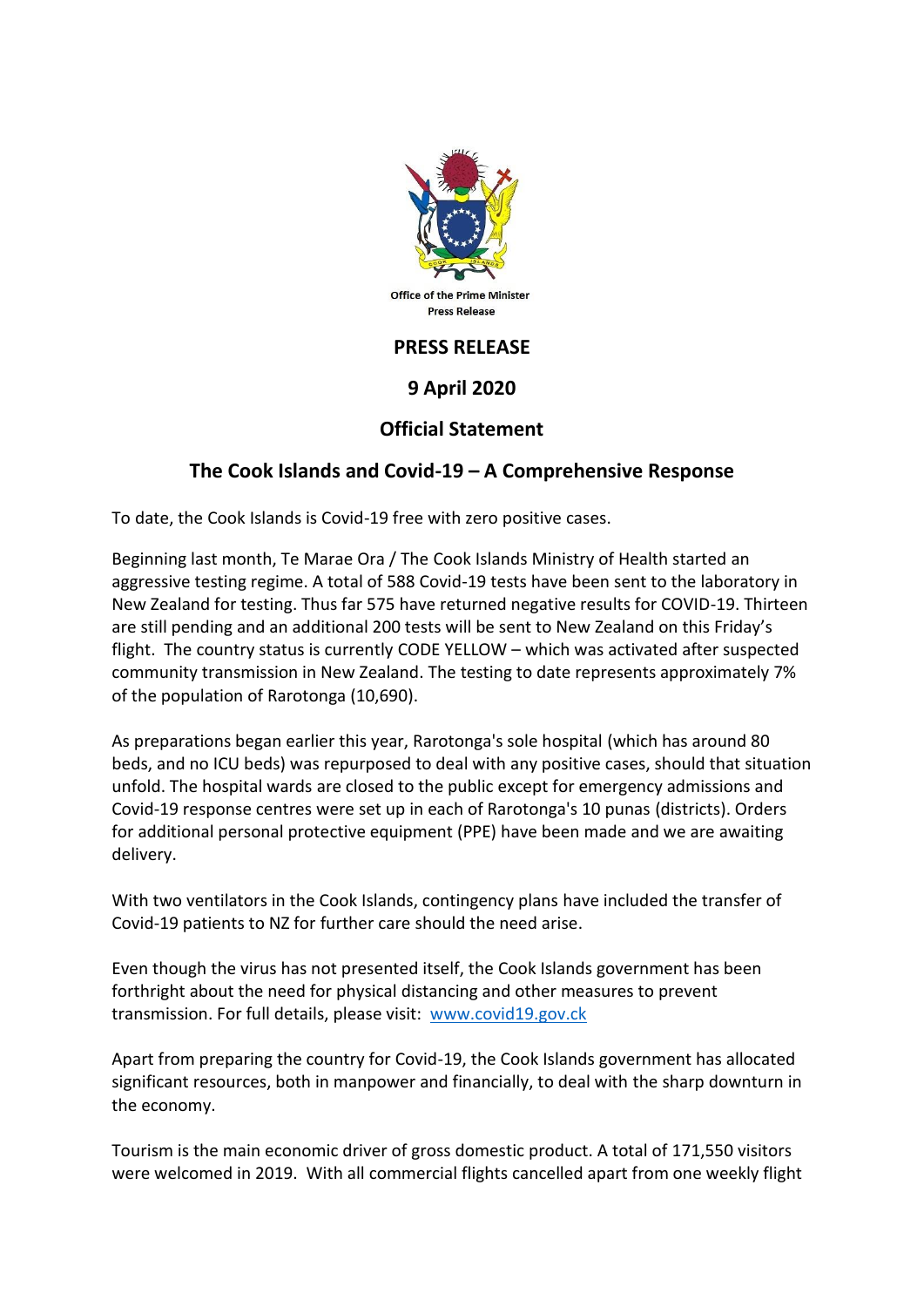Office of the Prime Minister
Press Release

# PRESS RELEASE

## 9 April 2020

## Official Statement

## The Cook Islands and Covid-19 – A Comprehensive Response

To date, the Cook Islands is Covid-19 free with zero positive cases.

Beginning last month, Te Marae Ora / The Cook Islands Ministry of Health started an aggressive testing regime. A total of 588 Covid-19 tests have been sent to the laboratory in New Zealand for testing. Thus far 575 have returned negative results for COVID-19. Thirteen are still pending and an additional 200 tests will be sent to New Zealand on this Friday's flight. The country status is currently CODE YELLOW – which was activated after suspected community transmission in New Zealand. The testing to date represents approximately 7% of the population of Rarotonga (10,690).

As preparations began earlier this year, Rarotonga's sole hospital (which has around 80 beds, and no ICU beds) was repurposed to deal with any positive cases, should that situation unfold. The hospital wards are closed to the public except for emergency admissions and Covid-19 response centres were set up in each of Rarotonga's 10 punas (districts). Orders for additional personal protective equipment (PPE) have been made and we are awaiting delivery.

With two ventilators in the Cook Islands, contingency plans have included the transfer of Covid-19 patients to NZ for further care should the need arise.

Even though the virus has not presented itself, the Cook Islands government has been forthright about the need for physical distancing and other measures to prevent transmission. For full details, please visit: [www.covid19.gov.ck](http://www.covid19.gov.ck)

Apart from preparing the country for Covid-19, the Cook Islands government has allocated significant resources, both in manpower and financially, to deal with the sharp downturn in the economy.

Tourism is the main economic driver of gross domestic product. A total of 171,550 visitors were welcomed in 2019. With all commercial flights cancelled apart from one weekly flight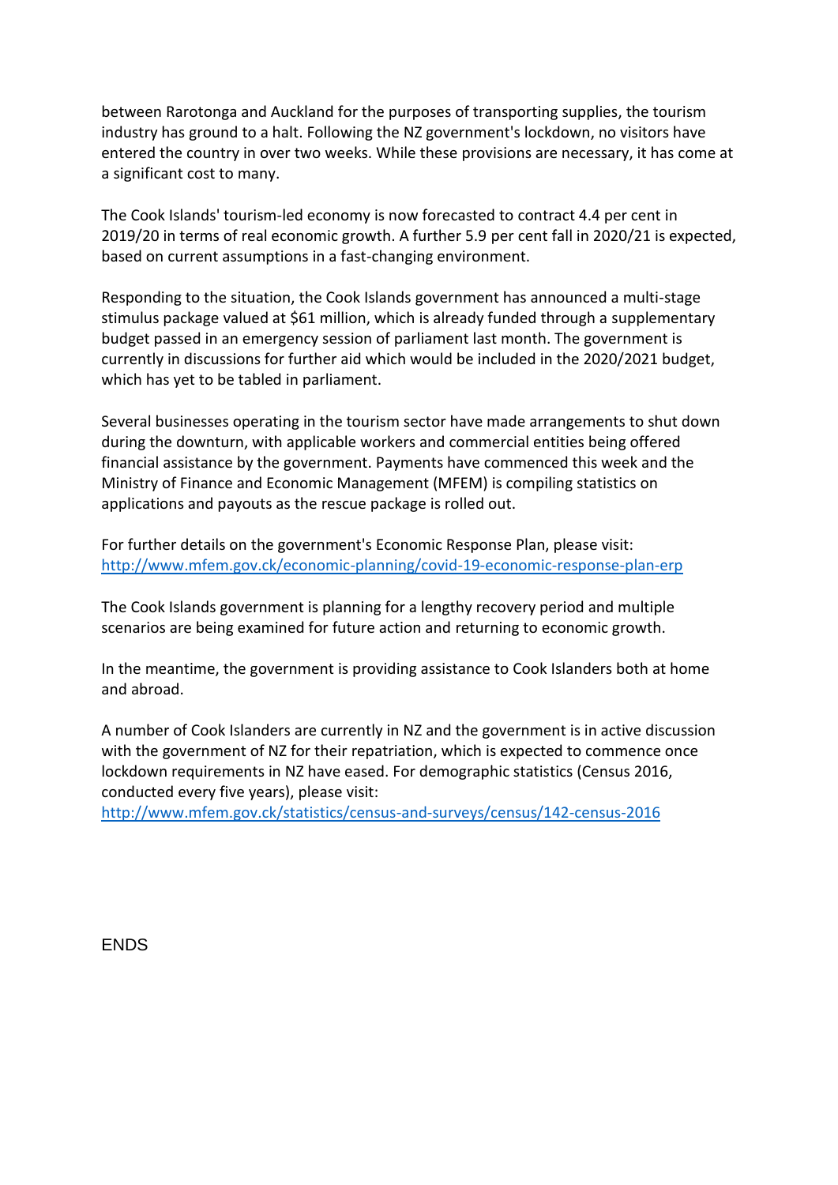between Rarotonga and Auckland for the purposes of transporting supplies, the tourism industry has ground to a halt. Following the NZ government's lockdown, no visitors have entered the country in over two weeks. While these provisions are necessary, it has come at a significant cost to many.

The Cook Islands' tourism-led economy is now forecasted to contract 4.4 per cent in 2019/20 in terms of real economic growth. A further 5.9 per cent fall in 2020/21 is expected, based on current assumptions in a fast-changing environment.

Responding to the situation, the Cook Islands government has announced a multi-stage stimulus package valued at $61 million, which is already funded through a supplementary budget passed in an emergency session of parliament last month. The government is currently in discussions for further aid which would be included in the 2020/2021 budget, which has yet to be tabled in parliament.

Several businesses operating in the tourism sector have made arrangements to shut down during the downturn, with applicable workers and commercial entities being offered financial assistance by the government. Payments have commenced this week and the Ministry of Finance and Economic Management (MFEM) is compiling statistics on applications and payouts as the rescue package is rolled out.

For further details on the government's Economic Response Plan, please visit: [http://www.mfem.gov.ck/economic-planning/covid-19-economic-response-plan-erp](http://www.mfem.gov.ck/economic-planning/covid-19-economic-response-plan-erp)

The Cook Islands government is planning for a lengthy recovery period and multiple scenarios are being examined for future action and returning to economic growth.

In the meantime, the government is providing assistance to Cook Islanders both at home and abroad.

A number of Cook Islanders are currently in NZ and the government is in active discussion with the government of NZ for their repatriation, which is expected to commence once lockdown requirements in NZ have eased. For demographic statistics (Census 2016, conducted every five years), please visit: [http://www.mfem.gov.ck/statistics/census-and-surveys/census/142-census-2016](http://www.mfem.gov.ck/statistics/census-and-surveys/census/142-census-2016)

ENDS